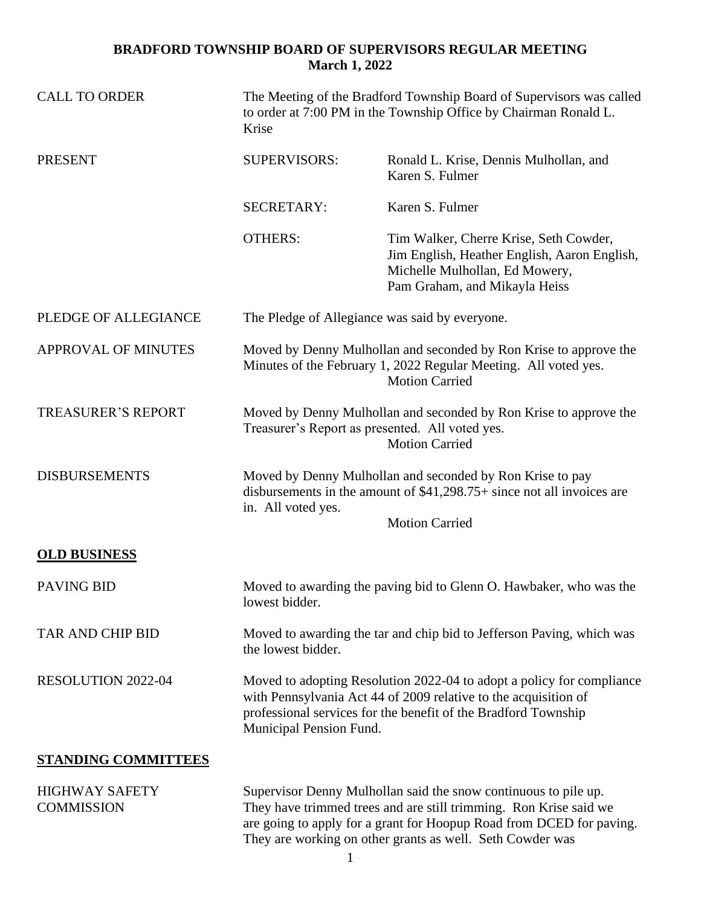# BRADFORD TOWNSHIP BOARD OF SUPERVISORS REGULAR MEETING
## March 1, 2022

| | | |
|---|---|---|
| CALL TO ORDER | The Meeting of the Bradford Township Board of Supervisors was called to order at 7:00 PM in the Township Office by Chairman Ronald L. Krise | |
| PRESENT | SUPERVISORS: | Ronald L. Krise, Dennis Mulhollan, and Karen S. Fulmer |
| | SECRETARY: | Karen S. Fulmer |
| | OTHERS: | Tim Walker, Cherre Krise, Seth Cowder, Jim English, Heather English, Aaron English, Michelle Mulhollan, Ed Mowery, Pam Graham, and Mikayla Heiss |

PLEDGE OF ALLEGIANCE — The Pledge of Allegiance was said by everyone.

APPROVAL OF MINUTES — Moved by Denny Mulhollan and seconded by Ron Krise to approve the Minutes of the February 1, 2022 Regular Meeting. All voted yes.
Motion Carried

TREASURER'S REPORT — Moved by Denny Mulhollan and seconded by Ron Krise to approve the Treasurer's Report as presented. All voted yes.
Motion Carried

DISBURSEMENTS — Moved by Denny Mulhollan and seconded by Ron Krise to pay disbursements in the amount of $41,298.75+ since not all invoices are in. All voted yes.
Motion Carried

## OLD BUSINESS

PAVING BID — Moved to awarding the paving bid to Glenn O. Hawbaker, who was the lowest bidder.

TAR AND CHIP BID — Moved to awarding the tar and chip bid to Jefferson Paving, which was the lowest bidder.

RESOLUTION 2022-04 — Moved to adopting Resolution 2022-04 to adopt a policy for compliance with Pennsylvania Act 44 of 2009 relative to the acquisition of professional services for the benefit of the Bradford Township Municipal Pension Fund.

## STANDING COMMITTEES

HIGHWAY SAFETY COMMISSION — Supervisor Denny Mulhollan said the snow continuous to pile up. They have trimmed trees and are still trimming. Ron Krise said we are going to apply for a grant for Hoopup Road from DCED for paving. They are working on other grants as well. Seth Cowder was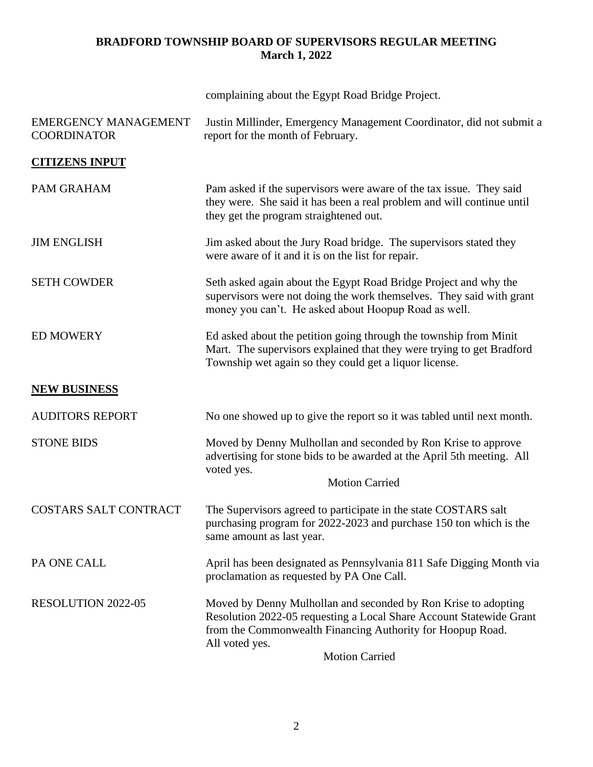complaining about the Egypt Road Bridge Project.

EMERGENCY MANAGEMENT COORDINATOR — Justin Millinder, Emergency Management Coordinator, did not submit a report for the month of February.

**CITIZENS INPUT**

PAM GRAHAM — Pam asked if the supervisors were aware of the tax issue. They said they were. She said it has been a real problem and will continue until they get the program straightened out.

JIM ENGLISH — Jim asked about the Jury Road bridge. The supervisors stated they were aware of it and it is on the list for repair.

SETH COWDER — Seth asked again about the Egypt Road Bridge Project and why the supervisors were not doing the work themselves. They said with grant money you can't. He asked about Hoopup Road as well.

ED MOWERY — Ed asked about the petition going through the township from Minit Mart. The supervisors explained that they were trying to get Bradford Township wet again so they could get a liquor license.

**NEW BUSINESS**

AUDITORS REPORT — No one showed up to give the report so it was tabled until next month.

STONE BIDS — Moved by Denny Mulhollan and seconded by Ron Krise to approve advertising for stone bids to be awarded at the April 5th meeting. All voted yes.

Motion Carried

COSTARS SALT CONTRACT — The Supervisors agreed to participate in the state COSTARS salt purchasing program for 2022-2023 and purchase 150 ton which is the same amount as last year.

PA ONE CALL — April has been designated as Pennsylvania 811 Safe Digging Month via proclamation as requested by PA One Call.

RESOLUTION 2022-05 — Moved by Denny Mulhollan and seconded by Ron Krise to adopting Resolution 2022-05 requesting a Local Share Account Statewide Grant from the Commonwealth Financing Authority for Hoopup Road. All voted yes.

Motion Carried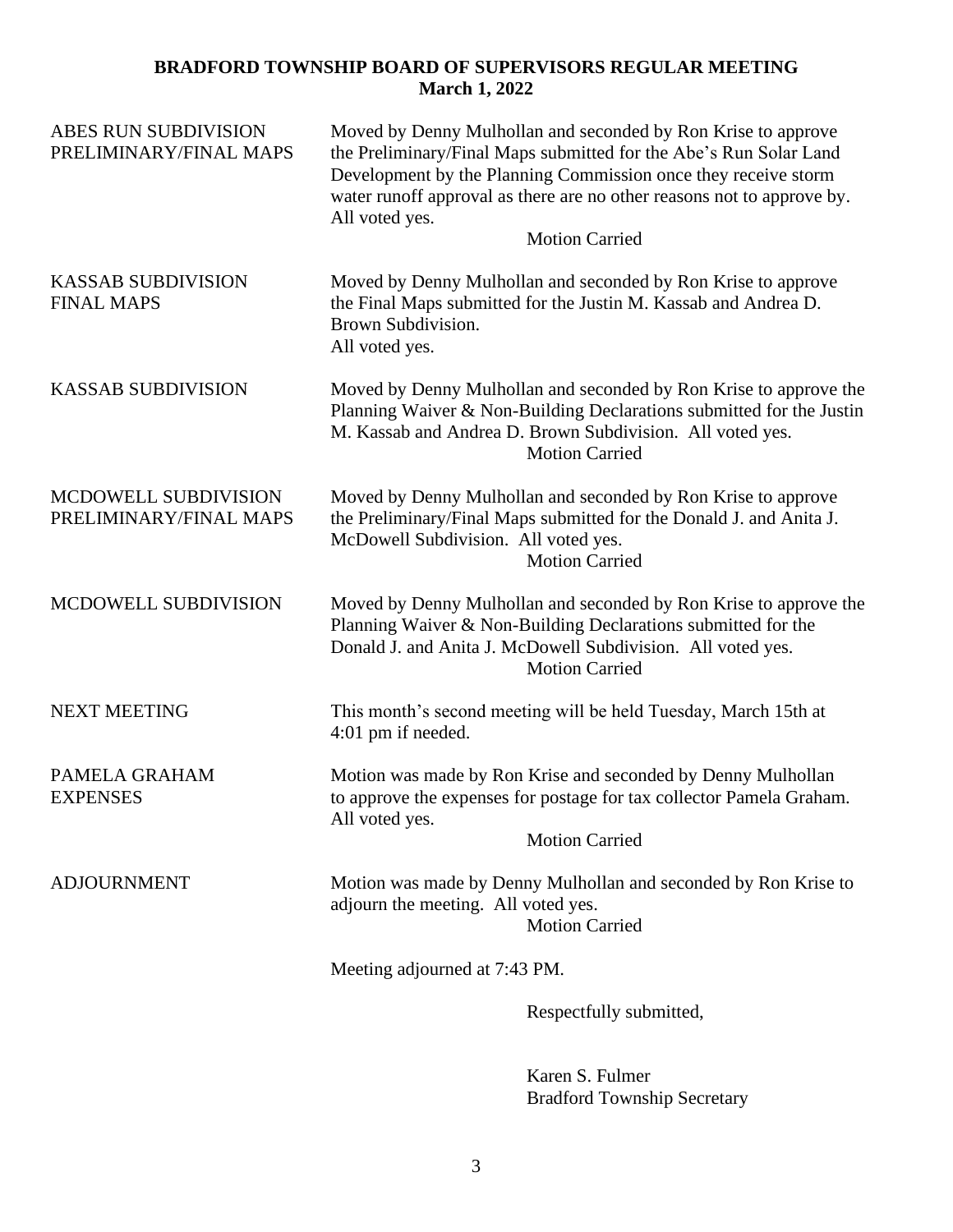**BRADFORD TOWNSHIP BOARD OF SUPERVISORS REGULAR MEETING**
**March 1, 2022**

| | |
|---|---|
| ABES RUN SUBDIVISION PRELIMINARY/FINAL MAPS | Moved by Denny Mulhollan and seconded by Ron Krise to approve the Preliminary/Final Maps submitted for the Abe's Run Solar Land Development by the Planning Commission once they receive storm water runoff approval as there are no other reasons not to approve by. All voted yes. Motion Carried |
| KASSAB SUBDIVISION FINAL MAPS | Moved by Denny Mulhollan and seconded by Ron Krise to approve the Final Maps submitted for the Justin M. Kassab and Andrea D. Brown Subdivision. All voted yes. |
| KASSAB SUBDIVISION | Moved by Denny Mulhollan and seconded by Ron Krise to approve the Planning Waiver & Non-Building Declarations submitted for the Justin M. Kassab and Andrea D. Brown Subdivision. All voted yes. Motion Carried |
| MCDOWELL SUBDIVISION PRELIMINARY/FINAL MAPS | Moved by Denny Mulhollan and seconded by Ron Krise to approve the Preliminary/Final Maps submitted for the Donald J. and Anita J. McDowell Subdivision. All voted yes. Motion Carried |
| MCDOWELL SUBDIVISION | Moved by Denny Mulhollan and seconded by Ron Krise to approve the Planning Waiver & Non-Building Declarations submitted for the Donald J. and Anita J. McDowell Subdivision. All voted yes. Motion Carried |
| NEXT MEETING | This month's second meeting will be held Tuesday, March 15th at 4:01 pm if needed. |
| PAMELA GRAHAM EXPENSES | Motion was made by Ron Krise and seconded by Denny Mulhollan to approve the expenses for postage for tax collector Pamela Graham. All voted yes. Motion Carried |
| ADJOURNMENT | Motion was made by Denny Mulhollan and seconded by Ron Krise to adjourn the meeting. All voted yes. Motion Carried |

Meeting adjourned at 7:43 PM.

Respectfully submitted,

Karen S. Fulmer
Bradford Township Secretary